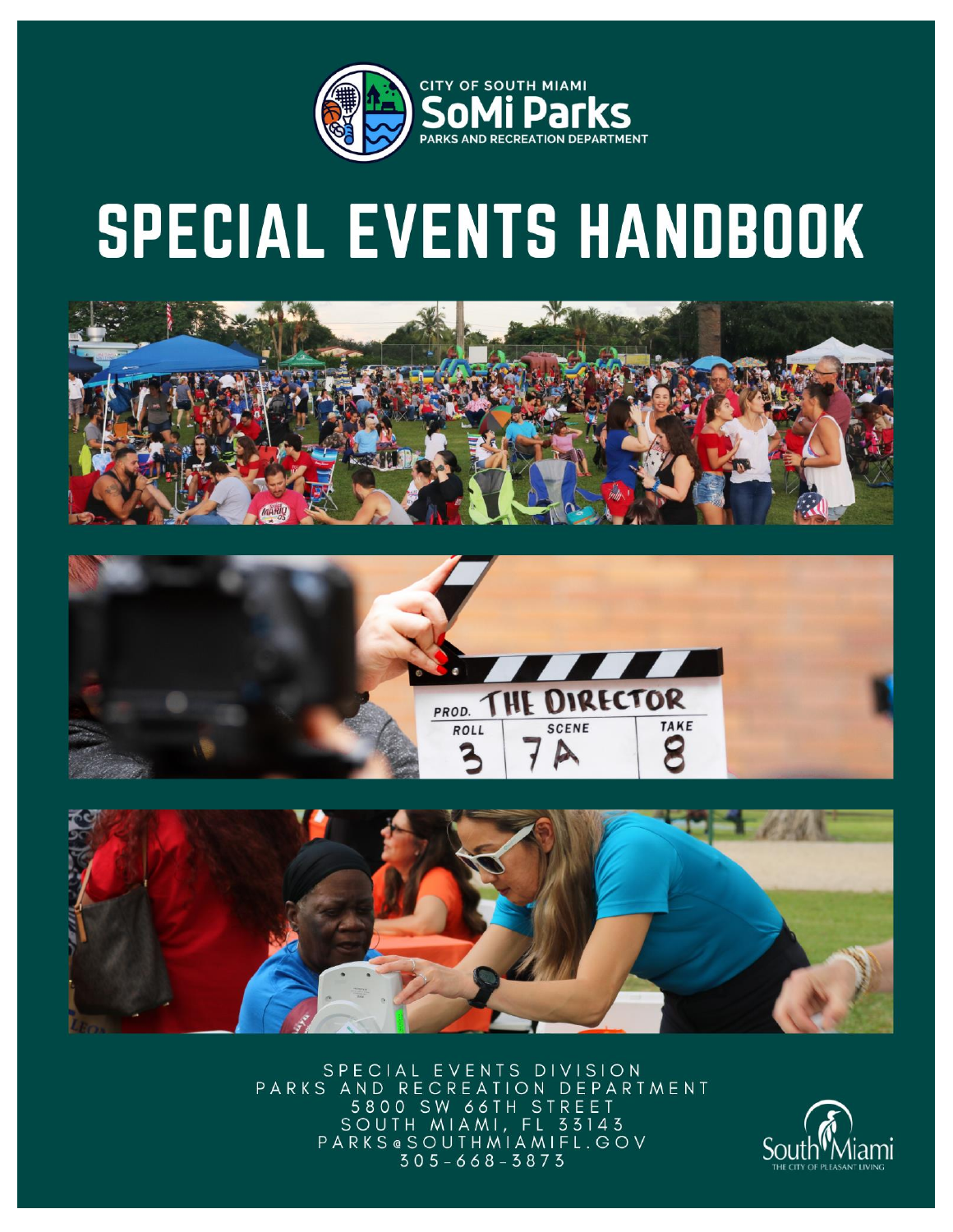CITY OF SOUTH MIAMI
**SoMi Parks**
PARKS AND RECREATION DEPARTMENT

# SPECIAL EVENTS HANDBOOK

SPECIAL EVENTS DIVISION
PARKS AND RECREATION DEPARTMENT
5800 SW 66TH STREET
SOUTH MIAMI, FL 33143
PARKS@SOUTHMIAMIFL.GOV
305-668-3873

South Miami
THE CITY OF PLEASANT LIVING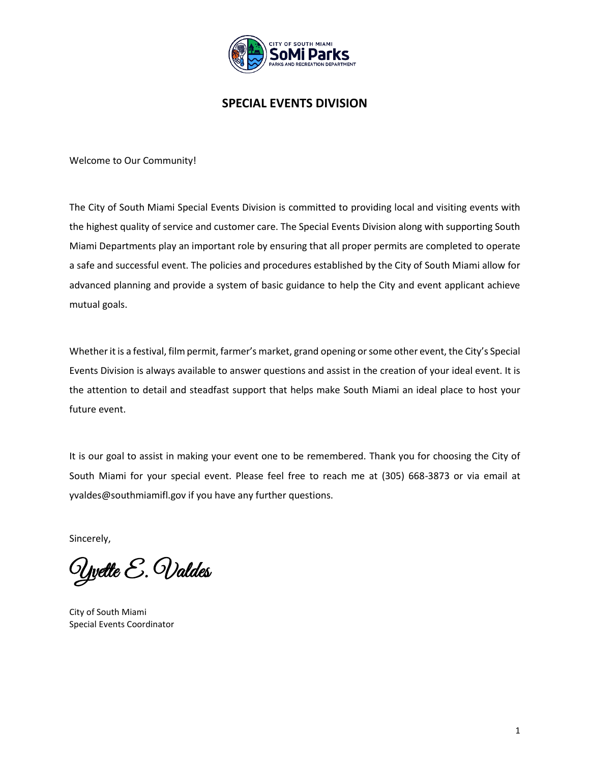## SPECIAL EVENTS DIVISION

Welcome to Our Community!

The City of South Miami Special Events Division is committed to providing local and visiting events with the highest quality of service and customer care. The Special Events Division along with supporting South Miami Departments play an important role by ensuring that all proper permits are completed to operate a safe and successful event. The policies and procedures established by the City of South Miami allow for advanced planning and provide a system of basic guidance to help the City and event applicant achieve mutual goals.

Whether it is a festival, film permit, farmer's market, grand opening or some other event, the City's Special Events Division is always available to answer questions and assist in the creation of your ideal event. It is the attention to detail and steadfast support that helps make South Miami an ideal place to host your future event.

It is our goal to assist in making your event one to be remembered. Thank you for choosing the City of South Miami for your special event. Please feel free to reach me at (305) 668-3873 or via email at yvaldes@southmiamifl.gov if you have any further questions.

Sincerely,

*Yvette E. Valdes*

City of South Miami
Special Events Coordinator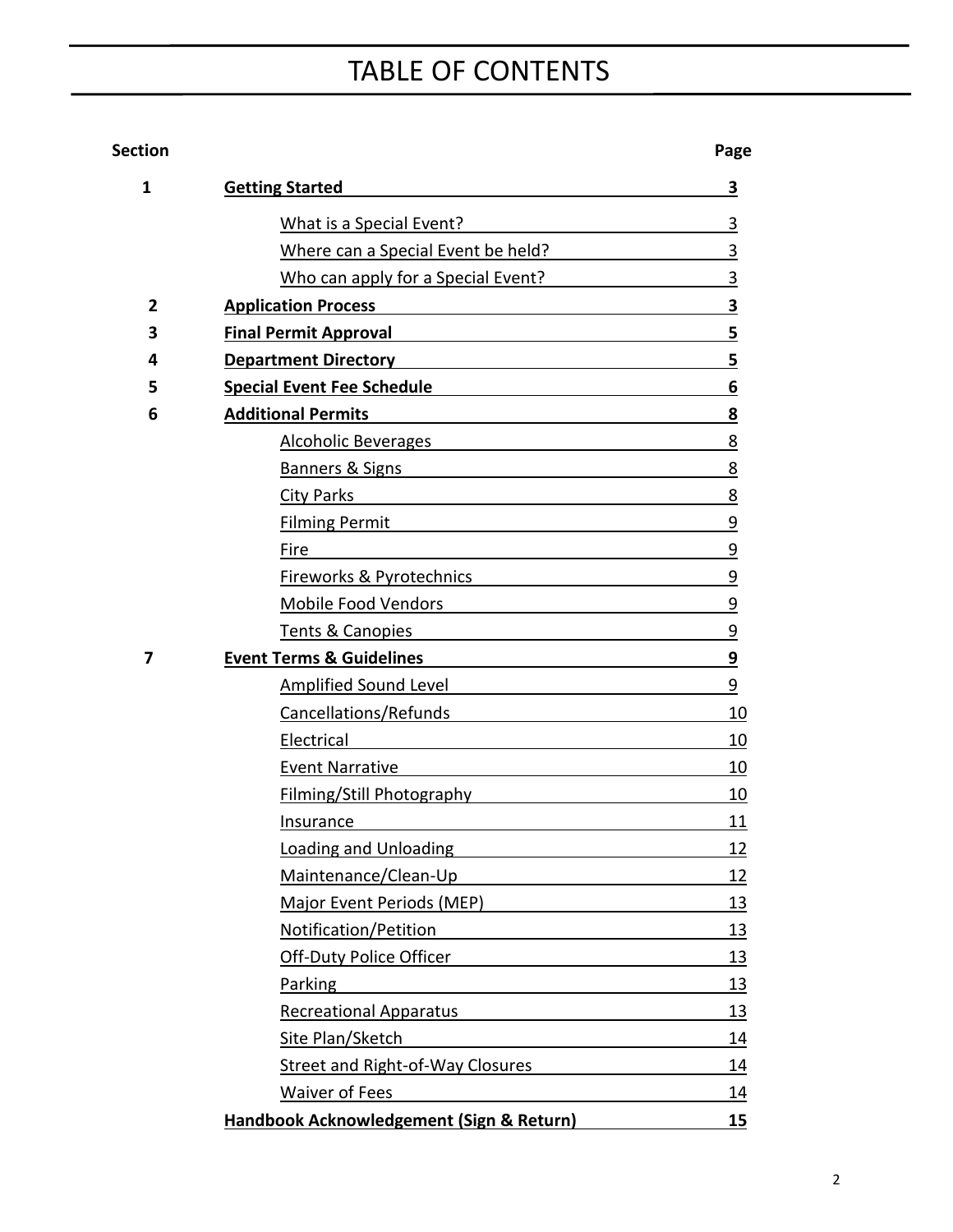# TABLE OF CONTENTS

| Section | | Page |
|---|---|---|
| **1** | **Getting Started** | **3** |
| | What is a Special Event? | 3 |
| | Where can a Special Event be held? | 3 |
| | Who can apply for a Special Event? | 3 |
| **2** | **Application Process** | **3** |
| **3** | **Final Permit Approval** | **5** |
| **4** | **Department Directory** | **5** |
| **5** | **Special Event Fee Schedule** | **6** |
| **6** | **Additional Permits** | **8** |
| | Alcoholic Beverages | 8 |
| | Banners & Signs | 8 |
| | City Parks | 8 |
| | Filming Permit | 9 |
| | Fire | 9 |
| | Fireworks & Pyrotechnics | 9 |
| | Mobile Food Vendors | 9 |
| | Tents & Canopies | 9 |
| **7** | **Event Terms & Guidelines** | **9** |
| | Amplified Sound Level | 9 |
| | Cancellations/Refunds | 10 |
| | Electrical | 10 |
| | Event Narrative | 10 |
| | Filming/Still Photography | 10 |
| | Insurance | 11 |
| | Loading and Unloading | 12 |
| | Maintenance/Clean-Up | 12 |
| | Major Event Periods (MEP) | 13 |
| | Notification/Petition | 13 |
| | Off-Duty Police Officer | 13 |
| | Parking | 13 |
| | Recreational Apparatus | 13 |
| | Site Plan/Sketch | 14 |
| | Street and Right-of-Way Closures | 14 |
| | Waiver of Fees | 14 |
| | **Handbook Acknowledgement (Sign & Return)** | **15** |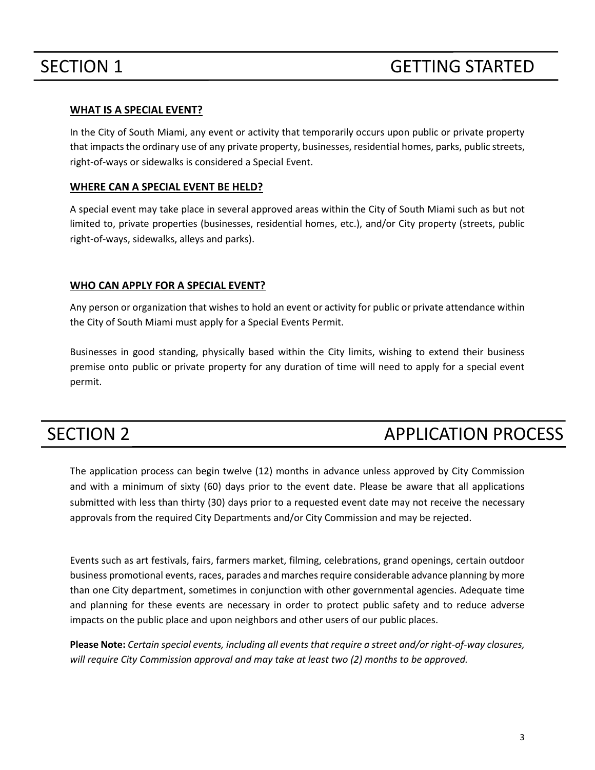# SECTION 1 GETTING STARTED

**WHAT IS A SPECIAL EVENT?**

In the City of South Miami, any event or activity that temporarily occurs upon public or private property that impacts the ordinary use of any private property, businesses, residential homes, parks, public streets, right-of-ways or sidewalks is considered a Special Event.

**WHERE CAN A SPECIAL EVENT BE HELD?**

A special event may take place in several approved areas within the City of South Miami such as but not limited to, private properties (businesses, residential homes, etc.), and/or City property (streets, public right-of-ways, sidewalks, alleys and parks).

**WHO CAN APPLY FOR A SPECIAL EVENT?**

Any person or organization that wishes to hold an event or activity for public or private attendance within the City of South Miami must apply for a Special Events Permit.

Businesses in good standing, physically based within the City limits, wishing to extend their business premise onto public or private property for any duration of time will need to apply for a special event permit.

# SECTION 2 APPLICATION PROCESS

The application process can begin twelve (12) months in advance unless approved by City Commission and with a minimum of sixty (60) days prior to the event date. Please be aware that all applications submitted with less than thirty (30) days prior to a requested event date may not receive the necessary approvals from the required City Departments and/or City Commission and may be rejected.

Events such as art festivals, fairs, farmers market, filming, celebrations, grand openings, certain outdoor business promotional events, races, parades and marches require considerable advance planning by more than one City department, sometimes in conjunction with other governmental agencies. Adequate time and planning for these events are necessary in order to protect public safety and to reduce adverse impacts on the public place and upon neighbors and other users of our public places.

**Please Note:** *Certain special events, including all events that require a street and/or right-of-way closures, will require City Commission approval and may take at least two (2) months to be approved.*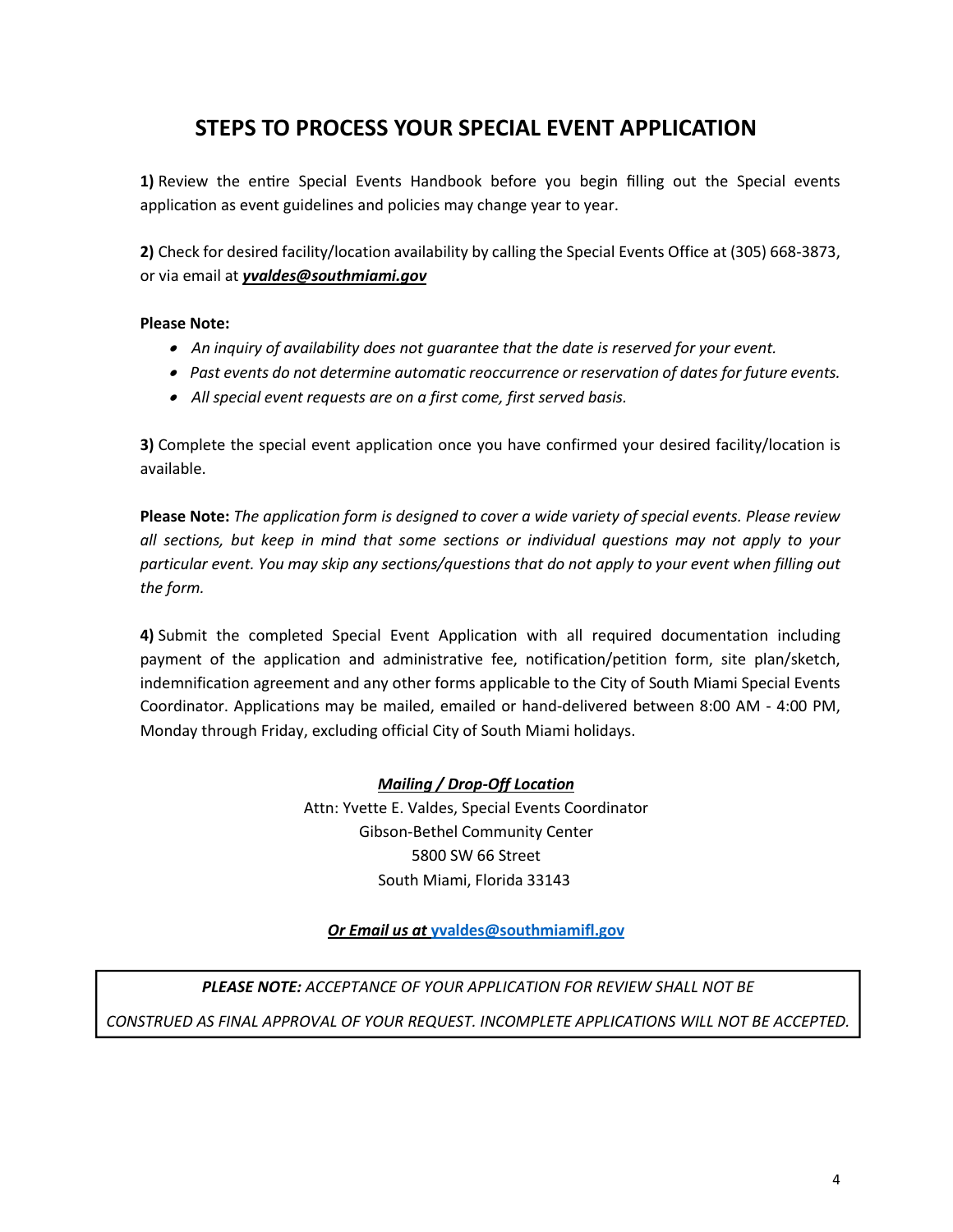# STEPS TO PROCESS YOUR SPECIAL EVENT APPLICATION

**1)** Review the entire Special Events Handbook before you begin filling out the Special events application as event guidelines and policies may change year to year.

**2)** Check for desired facility/location availability by calling the Special Events Office at (305) 668-3873, or via email at ***yvaldes@southmiami.gov***

**Please Note:**

- *An inquiry of availability does not guarantee that the date is reserved for your event.*
- *Past events do not determine automatic reoccurrence or reservation of dates for future events.*
- *All special event requests are on a first come, first served basis.*

**3)** Complete the special event application once you have confirmed your desired facility/location is available.

**Please Note:** *The application form is designed to cover a wide variety of special events. Please review all sections, but keep in mind that some sections or individual questions may not apply to your particular event. You may skip any sections/questions that do not apply to your event when filling out the form.*

**4)** Submit the completed Special Event Application with all required documentation including payment of the application and administrative fee, notification/petition form, site plan/sketch, indemnification agreement and any other forms applicable to the City of South Miami Special Events Coordinator. Applications may be mailed, emailed or hand-delivered between 8:00 AM - 4:00 PM, Monday through Friday, excluding official City of South Miami holidays.

***Mailing / Drop-Off Location***

Attn: Yvette E. Valdes, Special Events Coordinator
Gibson-Bethel Community Center
5800 SW 66 Street
South Miami, Florida 33143

***Or Email us at*** yvaldes@southmiamifl.gov

***PLEASE NOTE:*** *ACCEPTANCE OF YOUR APPLICATION FOR REVIEW SHALL NOT BE CONSTRUED AS FINAL APPROVAL OF YOUR REQUEST. INCOMPLETE APPLICATIONS WILL NOT BE ACCEPTED.*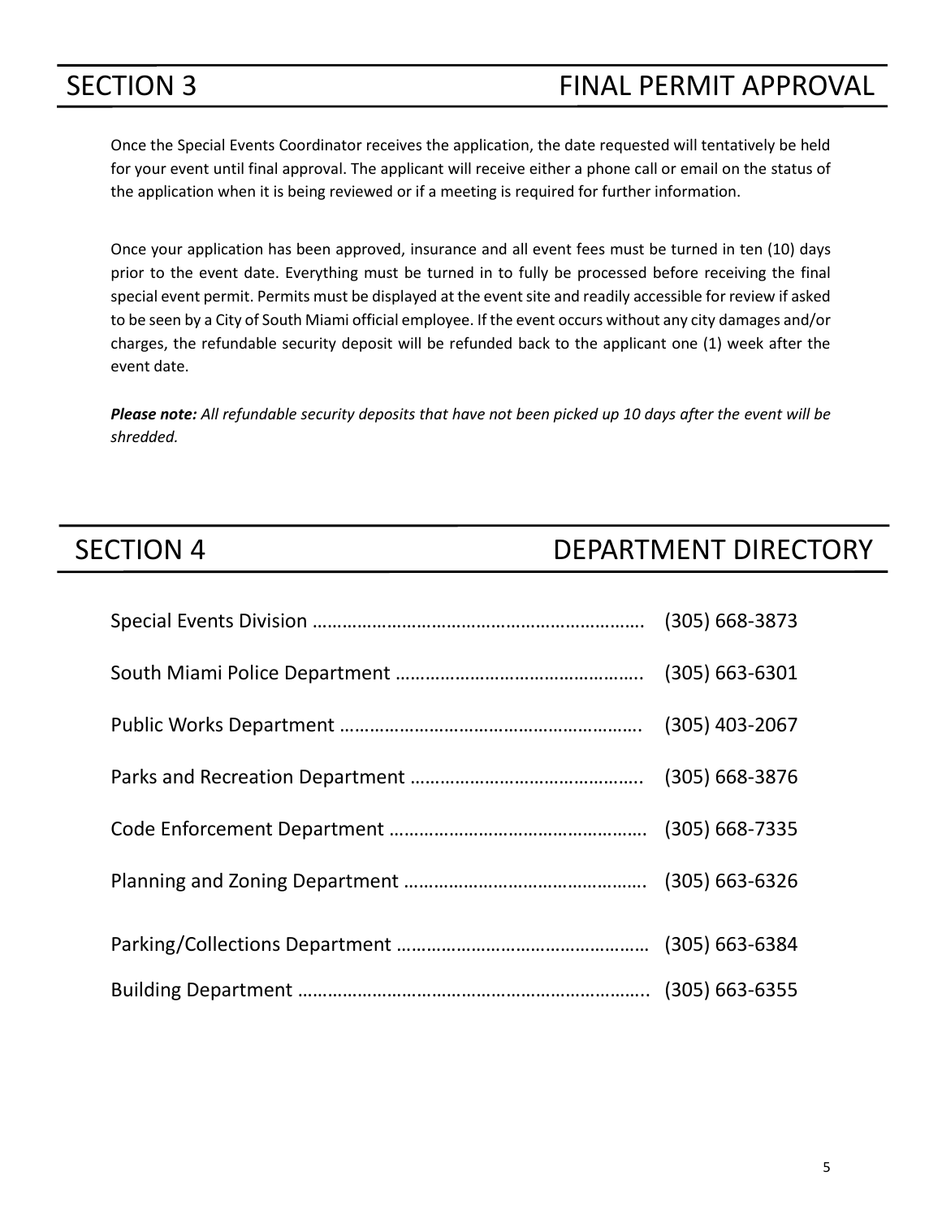## SECTION 3 FINAL PERMIT APPROVAL

Once the Special Events Coordinator receives the application, the date requested will tentatively be held for your event until final approval. The applicant will receive either a phone call or email on the status of the application when it is being reviewed or if a meeting is required for further information.

Once your application has been approved, insurance and all event fees must be turned in ten (10) days prior to the event date. Everything must be turned in to fully be processed before receiving the final special event permit. Permits must be displayed at the event site and readily accessible for review if asked to be seen by a City of South Miami official employee. If the event occurs without any city damages and/or charges, the refundable security deposit will be refunded back to the applicant one (1) week after the event date.

***Please note:*** *All refundable security deposits that have not been picked up 10 days after the event will be shredded.*

## SECTION 4 DEPARTMENT DIRECTORY

Special Events Division ………………………………………………………… (305) 668-3873

South Miami Police Department ………………………………………… (305) 663-6301

Public Works Department …………………………………………………… (305) 403-2067

Parks and Recreation Department ……………………………………… (305) 668-3876

Code Enforcement Department …………………………………………… (305) 668-7335

Planning and Zoning Department ………………………………………… (305) 663-6326

Parking/Collections Department …………………………………………… (305) 663-6384

Building Department …………………………………………………………… (305) 663-6355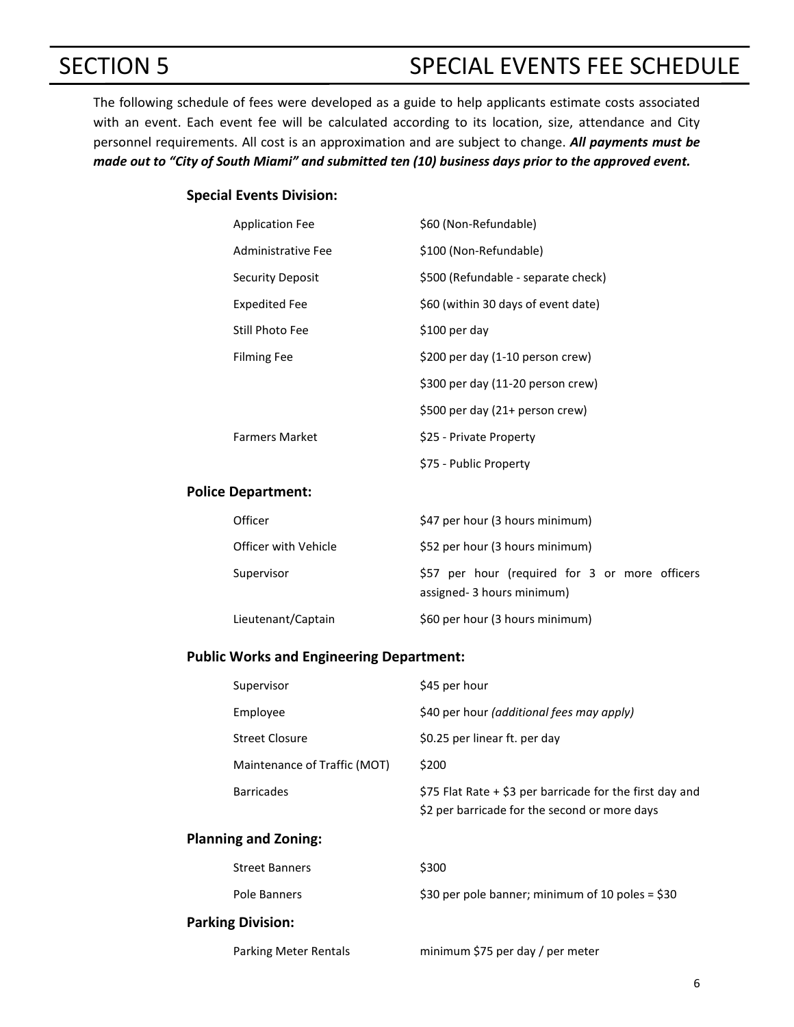# SECTION 5 SPECIAL EVENTS FEE SCHEDULE

The following schedule of fees were developed as a guide to help applicants estimate costs associated with an event. Each event fee will be calculated according to its location, size, attendance and City personnel requirements. All cost is an approximation and are subject to change. ***All payments must be made out to "City of South Miami" and submitted ten (10) business days prior to the approved event.***

### Special Events Division:

| | |
|---|---|
| Application Fee | $60 (Non-Refundable) |
| Administrative Fee | $100 (Non-Refundable) |
| Security Deposit | $500 (Refundable - separate check) |
| Expedited Fee | $60 (within 30 days of event date) |
| Still Photo Fee | $100 per day |
| Filming Fee | $200 per day (1-10 person crew) |
| | $300 per day (11-20 person crew) |
| | $500 per day (21+ person crew) |
| Farmers Market | $25 - Private Property |
| | $75 - Public Property |

### Police Department:

| | |
|---|---|
| Officer | $47 per hour (3 hours minimum) |
| Officer with Vehicle | $52 per hour (3 hours minimum) |
| Supervisor | $57 per hour (required for 3 or more officers assigned- 3 hours minimum) |
| Lieutenant/Captain | $60 per hour (3 hours minimum) |

### Public Works and Engineering Department:

| | |
|---|---|
| Supervisor | $45 per hour |
| Employee | $40 per hour *(additional fees may apply)* |
| Street Closure | $0.25 per linear ft. per day |
| Maintenance of Traffic (MOT) | $200 |
| Barricades | $75 Flat Rate + $3 per barricade for the first day and $2 per barricade for the second or more days |

### Planning and Zoning:

| | |
|---|---|
| Street Banners | $300 |
| Pole Banners | $30 per pole banner; minimum of 10 poles = $30 |

### Parking Division:

| | |
|---|---|
| Parking Meter Rentals | minimum $75 per day / per meter |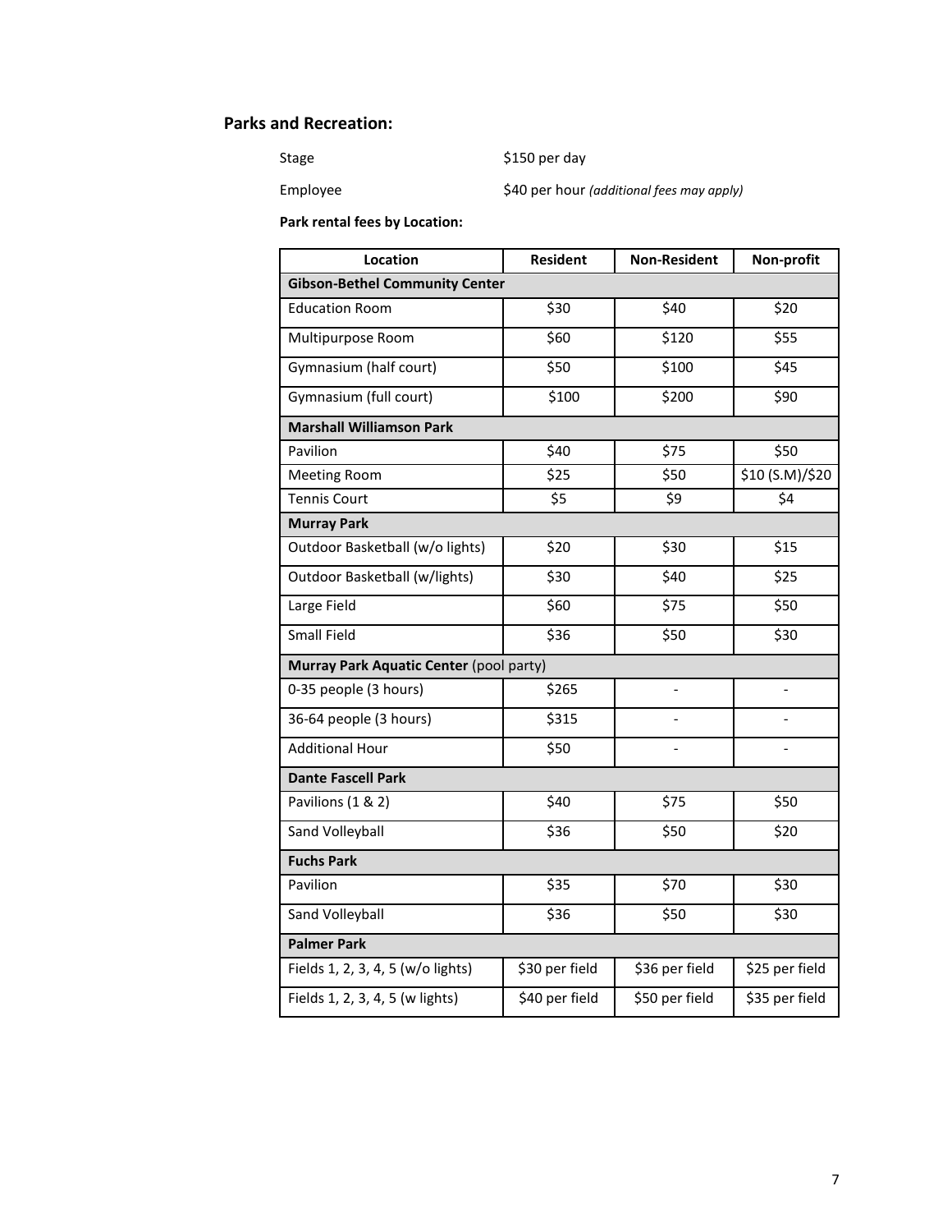## Parks and Recreation:

Stage $150 per day

Employee $40 per hour *(additional fees may apply)*

**Park rental fees by Location:**

| Location | Resident | Non-Resident | Non-profit |
|---|---|---|---|
| **Gibson-Bethel Community Center** | | | |
| Education Room | $30 | $40 | $20 |
| Multipurpose Room | $60 | $120 | $55 |
| Gymnasium (half court) | $50 | $100 | $45 |
| Gymnasium (full court) | $100 | $200 | $90 |
| **Marshall Williamson Park** | | | |
| Pavilion | $40 | $75 | $50 |
| Meeting Room | $25 | $50 | $10 (S.M)/$20 |
| Tennis Court | $5 | $9 | $4 |
| **Murray Park** | | | |
| Outdoor Basketball (w/o lights) | $20 | $30 | $15 |
| Outdoor Basketball (w/lights) | $30 | $40 | $25 |
| Large Field | $60 | $75 | $50 |
| Small Field | $36 | $50 | $30 |
| **Murray Park Aquatic Center** (pool party) | | | |
| 0-35 people (3 hours) | $265 | - | - |
| 36-64 people (3 hours) | $315 | - | - |
| Additional Hour | $50 | - | - |
| **Dante Fascell Park** | | | |
| Pavilions (1 & 2) | $40 | $75 | $50 |
| Sand Volleyball | $36 | $50 | $20 |
| **Fuchs Park** | | | |
| Pavilion | $35 | $70 | $30 |
| Sand Volleyball | $36 | $50 | $30 |
| **Palmer Park** | | | |
| Fields 1, 2, 3, 4, 5 (w/o lights) | $30 per field | $36 per field | $25 per field |
| Fields 1, 2, 3, 4, 5 (w lights) | $40 per field | $50 per field | $35 per field |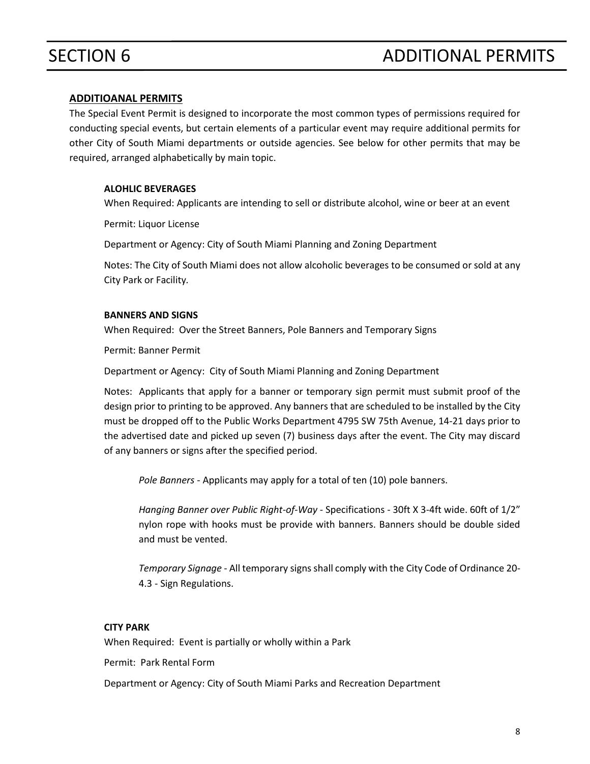# SECTION 6 ADDITIONAL PERMITS

## ADDITIOANAL PERMITS

The Special Event Permit is designed to incorporate the most common types of permissions required for conducting special events, but certain elements of a particular event may require additional permits for other City of South Miami departments or outside agencies. See below for other permits that may be required, arranged alphabetically by main topic.

### ALOHLIC BEVERAGES

When Required: Applicants are intending to sell or distribute alcohol, wine or beer at an event

Permit: Liquor License

Department or Agency: City of South Miami Planning and Zoning Department

Notes: The City of South Miami does not allow alcoholic beverages to be consumed or sold at any City Park or Facility.

### BANNERS AND SIGNS

When Required: Over the Street Banners, Pole Banners and Temporary Signs

Permit: Banner Permit

Department or Agency: City of South Miami Planning and Zoning Department

Notes: Applicants that apply for a banner or temporary sign permit must submit proof of the design prior to printing to be approved. Any banners that are scheduled to be installed by the City must be dropped off to the Public Works Department 4795 SW 75th Avenue, 14-21 days prior to the advertised date and picked up seven (7) business days after the event. The City may discard of any banners or signs after the specified period.

*Pole Banners* - Applicants may apply for a total of ten (10) pole banners.

*Hanging Banner over Public Right-of-Way* - Specifications - 30ft X 3-4ft wide. 60ft of 1/2" nylon rope with hooks must be provide with banners. Banners should be double sided and must be vented.

*Temporary Signage* - All temporary signs shall comply with the City Code of Ordinance 20-4.3 - Sign Regulations.

### CITY PARK

When Required: Event is partially or wholly within a Park

Permit: Park Rental Form

Department or Agency: City of South Miami Parks and Recreation Department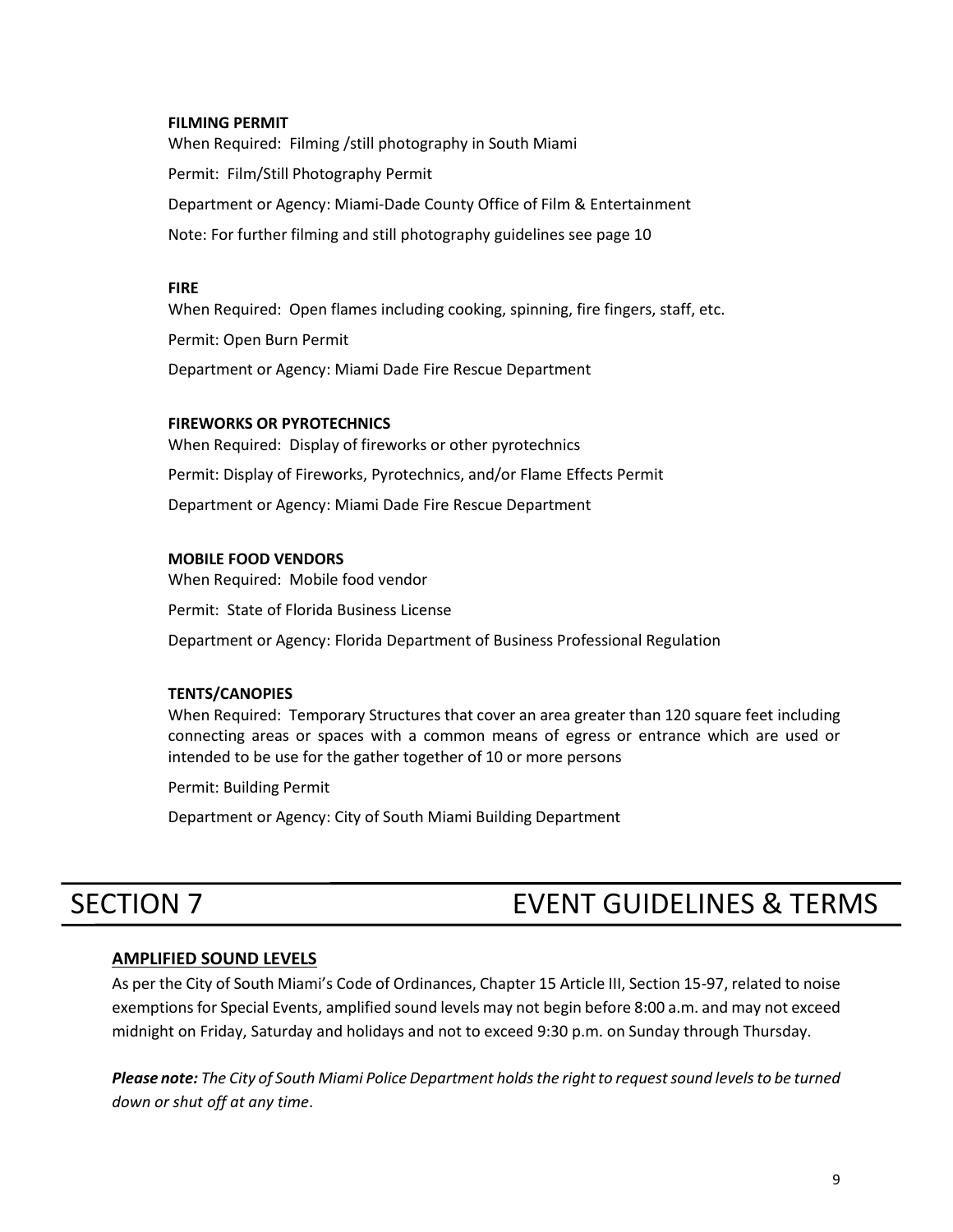**FILMING PERMIT**

When Required: Filming /still photography in South Miami

Permit: Film/Still Photography Permit

Department or Agency: Miami-Dade County Office of Film & Entertainment

Note: For further filming and still photography guidelines see page 10

**FIRE**

When Required: Open flames including cooking, spinning, fire fingers, staff, etc.

Permit: Open Burn Permit

Department or Agency: Miami Dade Fire Rescue Department

**FIREWORKS OR PYROTECHNICS**

When Required: Display of fireworks or other pyrotechnics

Permit: Display of Fireworks, Pyrotechnics, and/or Flame Effects Permit

Department or Agency: Miami Dade Fire Rescue Department

**MOBILE FOOD VENDORS**

When Required: Mobile food vendor

Permit: State of Florida Business License

Department or Agency: Florida Department of Business Professional Regulation

**TENTS/CANOPIES**

When Required: Temporary Structures that cover an area greater than 120 square feet including connecting areas or spaces with a common means of egress or entrance which are used or intended to be use for the gather together of 10 or more persons

Permit: Building Permit

Department or Agency: City of South Miami Building Department

# SECTION 7 EVENT GUIDELINES & TERMS

**AMPLIFIED SOUND LEVELS**

As per the City of South Miami's Code of Ordinances, Chapter 15 Article III, Section 15-97, related to noise exemptions for Special Events, amplified sound levels may not begin before 8:00 a.m. and may not exceed midnight on Friday, Saturday and holidays and not to exceed 9:30 p.m. on Sunday through Thursday.

***Please note:*** *The City of South Miami Police Department holds the right to request sound levels to be turned down or shut off at any time*.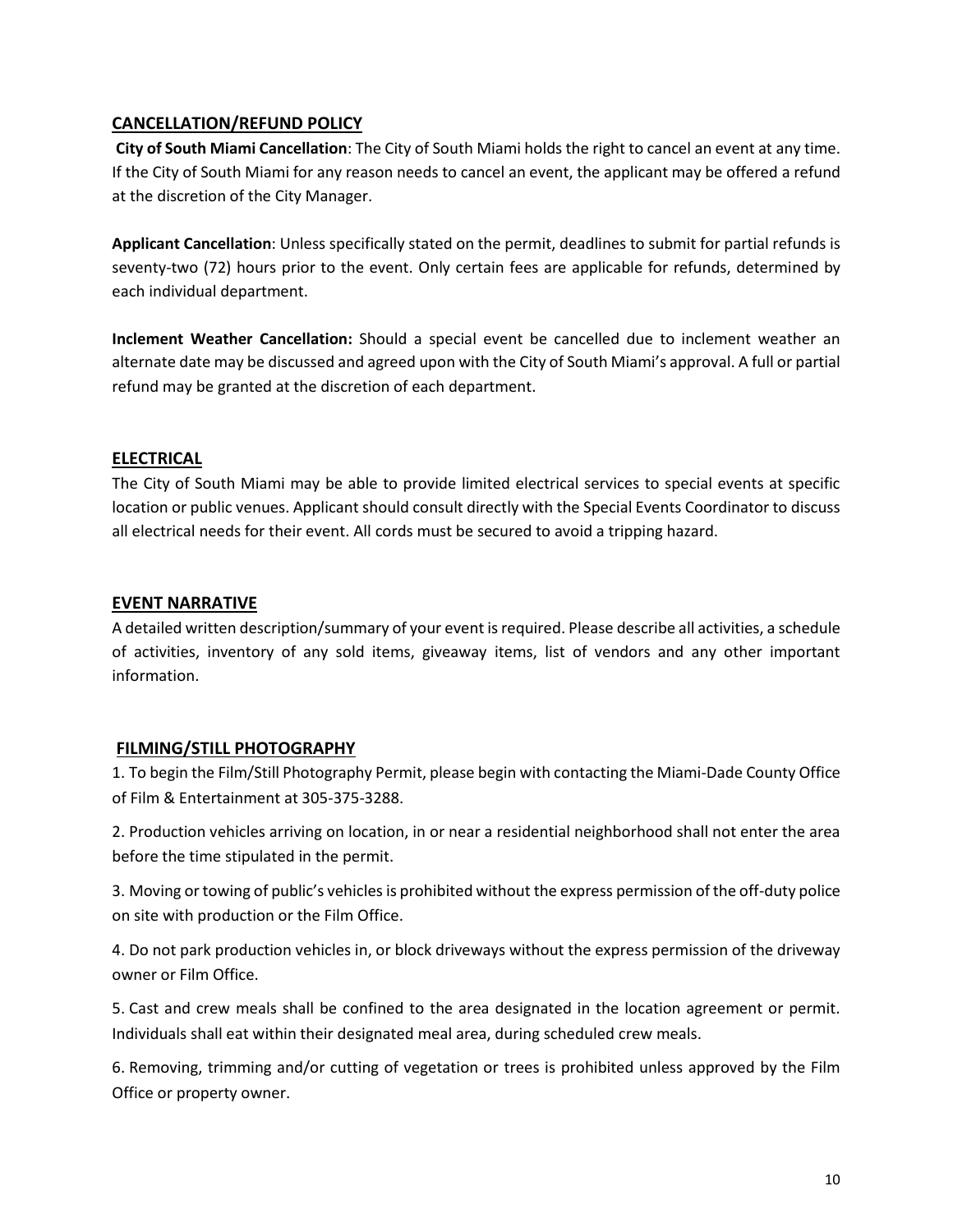## CANCELLATION/REFUND POLICY

**City of South Miami Cancellation**: The City of South Miami holds the right to cancel an event at any time. If the City of South Miami for any reason needs to cancel an event, the applicant may be offered a refund at the discretion of the City Manager.

**Applicant Cancellation**: Unless specifically stated on the permit, deadlines to submit for partial refunds is seventy-two (72) hours prior to the event. Only certain fees are applicable for refunds, determined by each individual department.

**Inclement Weather Cancellation:** Should a special event be cancelled due to inclement weather an alternate date may be discussed and agreed upon with the City of South Miami's approval. A full or partial refund may be granted at the discretion of each department.

## ELECTRICAL

The City of South Miami may be able to provide limited electrical services to special events at specific location or public venues. Applicant should consult directly with the Special Events Coordinator to discuss all electrical needs for their event. All cords must be secured to avoid a tripping hazard.

## EVENT NARRATIVE

A detailed written description/summary of your event is required. Please describe all activities, a schedule of activities, inventory of any sold items, giveaway items, list of vendors and any other important information.

## FILMING/STILL PHOTOGRAPHY

1. To begin the Film/Still Photography Permit, please begin with contacting the Miami-Dade County Office of Film & Entertainment at 305-375-3288.

2. Production vehicles arriving on location, in or near a residential neighborhood shall not enter the area before the time stipulated in the permit.

3. Moving or towing of public's vehicles is prohibited without the express permission of the off-duty police on site with production or the Film Office.

4. Do not park production vehicles in, or block driveways without the express permission of the driveway owner or Film Office.

5. Cast and crew meals shall be confined to the area designated in the location agreement or permit. Individuals shall eat within their designated meal area, during scheduled crew meals.

6. Removing, trimming and/or cutting of vegetation or trees is prohibited unless approved by the Film Office or property owner.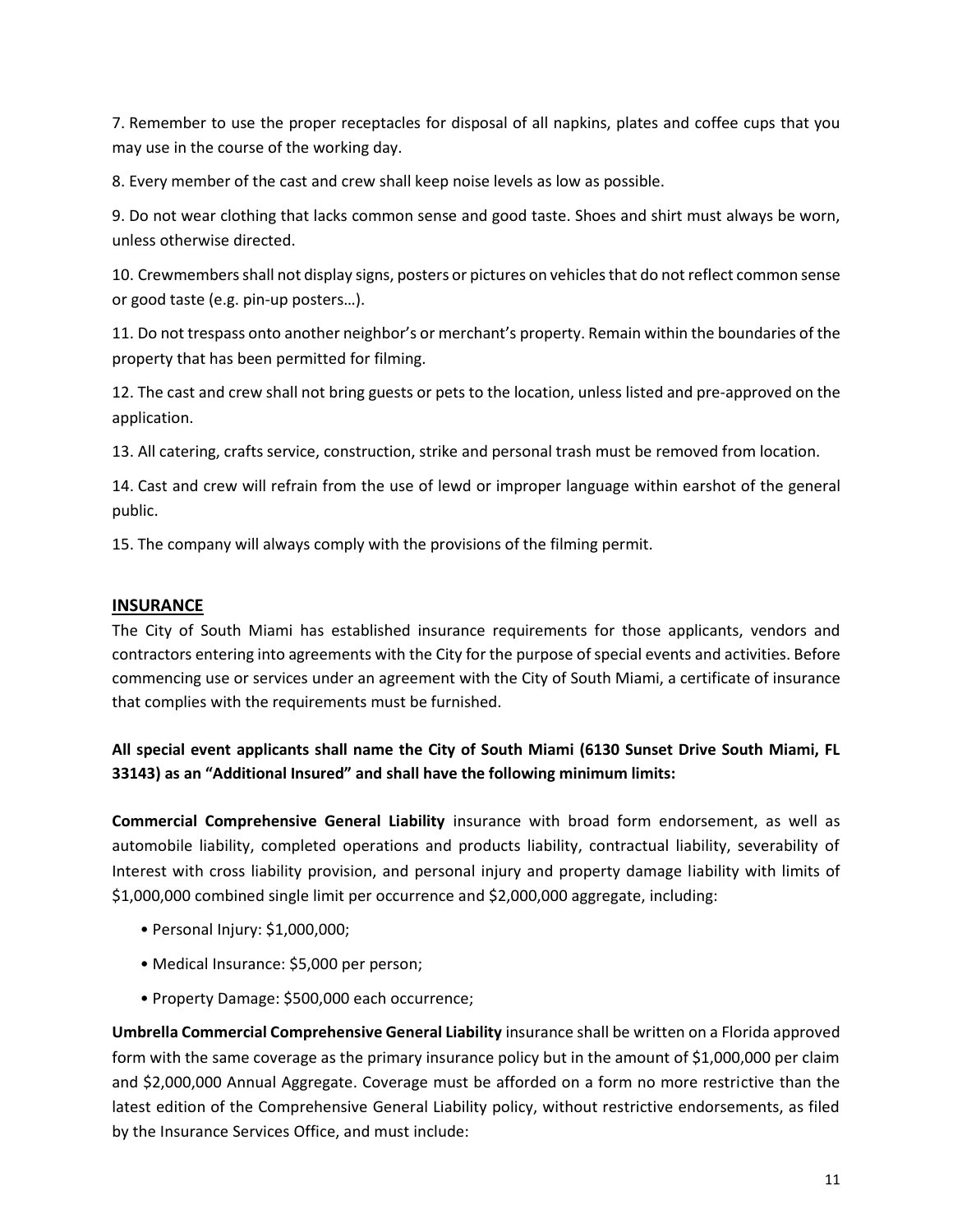7. Remember to use the proper receptacles for disposal of all napkins, plates and coffee cups that you may use in the course of the working day.

8. Every member of the cast and crew shall keep noise levels as low as possible.

9. Do not wear clothing that lacks common sense and good taste. Shoes and shirt must always be worn, unless otherwise directed.

10. Crewmembers shall not display signs, posters or pictures on vehicles that do not reflect common sense or good taste (e.g. pin-up posters…).

11. Do not trespass onto another neighbor's or merchant's property. Remain within the boundaries of the property that has been permitted for filming.

12. The cast and crew shall not bring guests or pets to the location, unless listed and pre-approved on the application.

13. All catering, crafts service, construction, strike and personal trash must be removed from location.

14. Cast and crew will refrain from the use of lewd or improper language within earshot of the general public.

15. The company will always comply with the provisions of the filming permit.

## INSURANCE

The City of South Miami has established insurance requirements for those applicants, vendors and contractors entering into agreements with the City for the purpose of special events and activities. Before commencing use or services under an agreement with the City of South Miami, a certificate of insurance that complies with the requirements must be furnished.

**All special event applicants shall name the City of South Miami (6130 Sunset Drive South Miami, FL 33143) as an "Additional Insured" and shall have the following minimum limits:**

**Commercial Comprehensive General Liability** insurance with broad form endorsement, as well as automobile liability, completed operations and products liability, contractual liability, severability of Interest with cross liability provision, and personal injury and property damage liability with limits of \$1,000,000 combined single limit per occurrence and \$2,000,000 aggregate, including:

- Personal Injury: \$1,000,000;
- Medical Insurance: \$5,000 per person;
- Property Damage: \$500,000 each occurrence;

**Umbrella Commercial Comprehensive General Liability** insurance shall be written on a Florida approved form with the same coverage as the primary insurance policy but in the amount of \$1,000,000 per claim and \$2,000,000 Annual Aggregate. Coverage must be afforded on a form no more restrictive than the latest edition of the Comprehensive General Liability policy, without restrictive endorsements, as filed by the Insurance Services Office, and must include: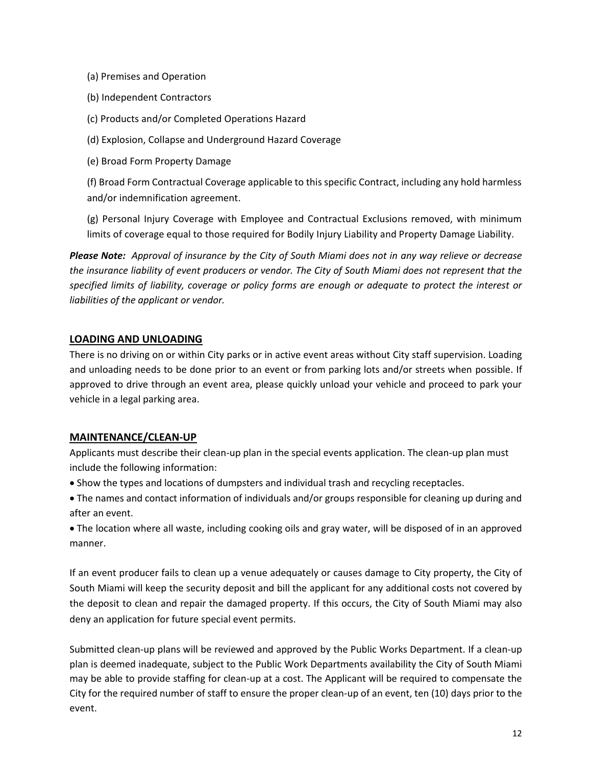(a) Premises and Operation

(b) Independent Contractors

(c) Products and/or Completed Operations Hazard

(d) Explosion, Collapse and Underground Hazard Coverage

(e) Broad Form Property Damage

(f) Broad Form Contractual Coverage applicable to this specific Contract, including any hold harmless and/or indemnification agreement.

(g) Personal Injury Coverage with Employee and Contractual Exclusions removed, with minimum limits of coverage equal to those required for Bodily Injury Liability and Property Damage Liability.

***Please Note:** Approval of insurance by the City of South Miami does not in any way relieve or decrease the insurance liability of event producers or vendor. The City of South Miami does not represent that the specified limits of liability, coverage or policy forms are enough or adequate to protect the interest or liabilities of the applicant or vendor.*

## LOADING AND UNLOADING

There is no driving on or within City parks or in active event areas without City staff supervision. Loading and unloading needs to be done prior to an event or from parking lots and/or streets when possible. If approved to drive through an event area, please quickly unload your vehicle and proceed to park your vehicle in a legal parking area.

## MAINTENANCE/CLEAN-UP

Applicants must describe their clean-up plan in the special events application. The clean-up plan must include the following information:

- Show the types and locations of dumpsters and individual trash and recycling receptacles.
- The names and contact information of individuals and/or groups responsible for cleaning up during and after an event.
- The location where all waste, including cooking oils and gray water, will be disposed of in an approved manner.

If an event producer fails to clean up a venue adequately or causes damage to City property, the City of South Miami will keep the security deposit and bill the applicant for any additional costs not covered by the deposit to clean and repair the damaged property. If this occurs, the City of South Miami may also deny an application for future special event permits.

Submitted clean-up plans will be reviewed and approved by the Public Works Department. If a clean-up plan is deemed inadequate, subject to the Public Work Departments availability the City of South Miami may be able to provide staffing for clean-up at a cost. The Applicant will be required to compensate the City for the required number of staff to ensure the proper clean-up of an event, ten (10) days prior to the event.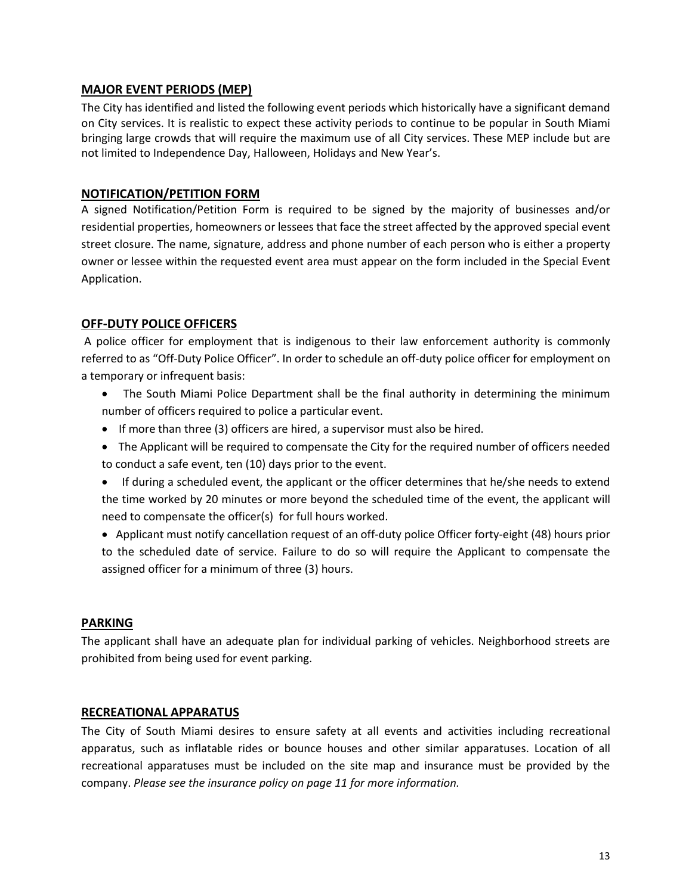## MAJOR EVENT PERIODS (MEP)

The City has identified and listed the following event periods which historically have a significant demand on City services. It is realistic to expect these activity periods to continue to be popular in South Miami bringing large crowds that will require the maximum use of all City services. These MEP include but are not limited to Independence Day, Halloween, Holidays and New Year's.

## NOTIFICATION/PETITION FORM

A signed Notification/Petition Form is required to be signed by the majority of businesses and/or residential properties, homeowners or lessees that face the street affected by the approved special event street closure. The name, signature, address and phone number of each person who is either a property owner or lessee within the requested event area must appear on the form included in the Special Event Application.

## OFF-DUTY POLICE OFFICERS

A police officer for employment that is indigenous to their law enforcement authority is commonly referred to as "Off-Duty Police Officer". In order to schedule an off-duty police officer for employment on a temporary or infrequent basis:

- The South Miami Police Department shall be the final authority in determining the minimum number of officers required to police a particular event.
- If more than three (3) officers are hired, a supervisor must also be hired.
- The Applicant will be required to compensate the City for the required number of officers needed to conduct a safe event, ten (10) days prior to the event.
- If during a scheduled event, the applicant or the officer determines that he/she needs to extend the time worked by 20 minutes or more beyond the scheduled time of the event, the applicant will need to compensate the officer(s) for full hours worked.
- Applicant must notify cancellation request of an off-duty police Officer forty-eight (48) hours prior to the scheduled date of service. Failure to do so will require the Applicant to compensate the assigned officer for a minimum of three (3) hours.

## PARKING

The applicant shall have an adequate plan for individual parking of vehicles. Neighborhood streets are prohibited from being used for event parking.

## RECREATIONAL APPARATUS

The City of South Miami desires to ensure safety at all events and activities including recreational apparatus, such as inflatable rides or bounce houses and other similar apparatuses. Location of all recreational apparatuses must be included on the site map and insurance must be provided by the company. *Please see the insurance policy on page 11 for more information.*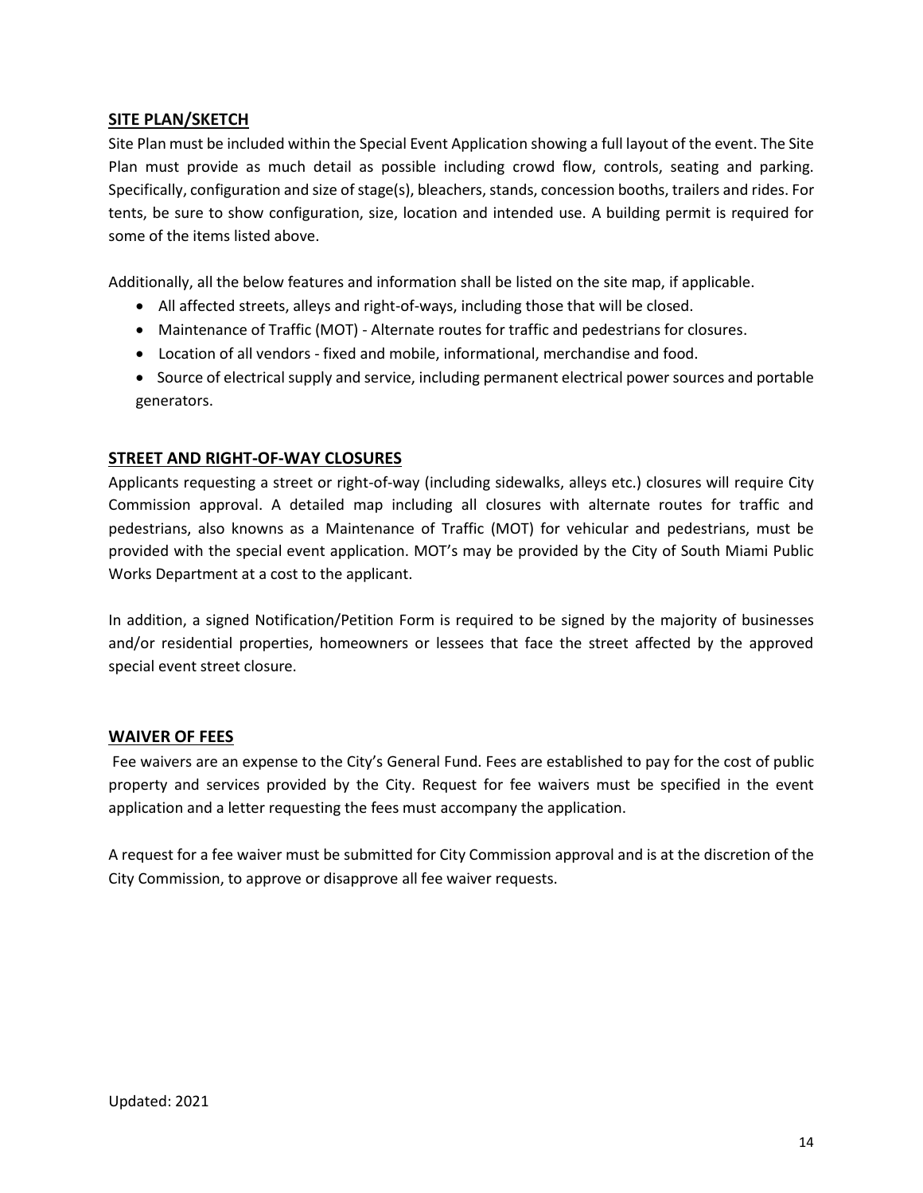## SITE PLAN/SKETCH

Site Plan must be included within the Special Event Application showing a full layout of the event. The Site Plan must provide as much detail as possible including crowd flow, controls, seating and parking. Specifically, configuration and size of stage(s), bleachers, stands, concession booths, trailers and rides. For tents, be sure to show configuration, size, location and intended use. A building permit is required for some of the items listed above.

Additionally, all the below features and information shall be listed on the site map, if applicable.

- All affected streets, alleys and right-of-ways, including those that will be closed.
- Maintenance of Traffic (MOT) - Alternate routes for traffic and pedestrians for closures.
- Location of all vendors - fixed and mobile, informational, merchandise and food.
- Source of electrical supply and service, including permanent electrical power sources and portable generators.

## STREET AND RIGHT-OF-WAY CLOSURES

Applicants requesting a street or right-of-way (including sidewalks, alleys etc.) closures will require City Commission approval. A detailed map including all closures with alternate routes for traffic and pedestrians, also knowns as a Maintenance of Traffic (MOT) for vehicular and pedestrians, must be provided with the special event application. MOT's may be provided by the City of South Miami Public Works Department at a cost to the applicant.

In addition, a signed Notification/Petition Form is required to be signed by the majority of businesses and/or residential properties, homeowners or lessees that face the street affected by the approved special event street closure.

## WAIVER OF FEES

Fee waivers are an expense to the City's General Fund. Fees are established to pay for the cost of public property and services provided by the City. Request for fee waivers must be specified in the event application and a letter requesting the fees must accompany the application.

A request for a fee waiver must be submitted for City Commission approval and is at the discretion of the City Commission, to approve or disapprove all fee waiver requests.

Updated: 2021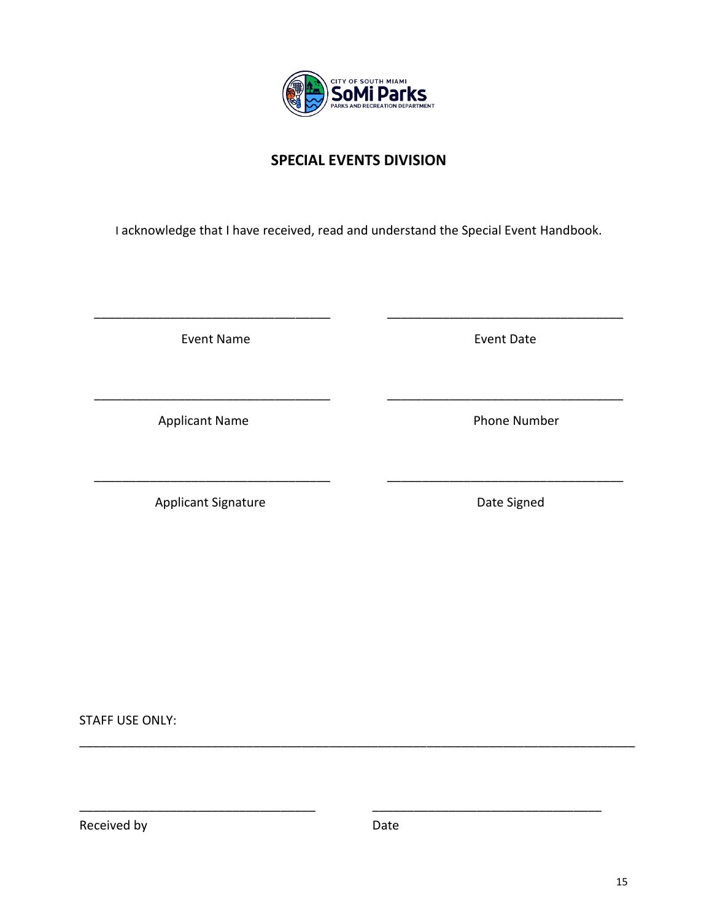CITY OF SOUTH MIAMI
SoMi Parks
PARKS AND RECREATION DEPARTMENT

## SPECIAL EVENTS DIVISION

I acknowledge that I have received, read and understand the Special Event Handbook.

| | |
|---|---|
| ______________________________ | ______________________________ |
| Event Name | Event Date |
| ______________________________ | ______________________________ |
| Applicant Name | Phone Number |
| ______________________________ | ______________________________ |
| Applicant Signature | Date Signed |

STAFF USE ONLY:

______________________________________________________________________

| | |
|---|---|
| ______________________________ | ______________________________ |
| Received by | Date |